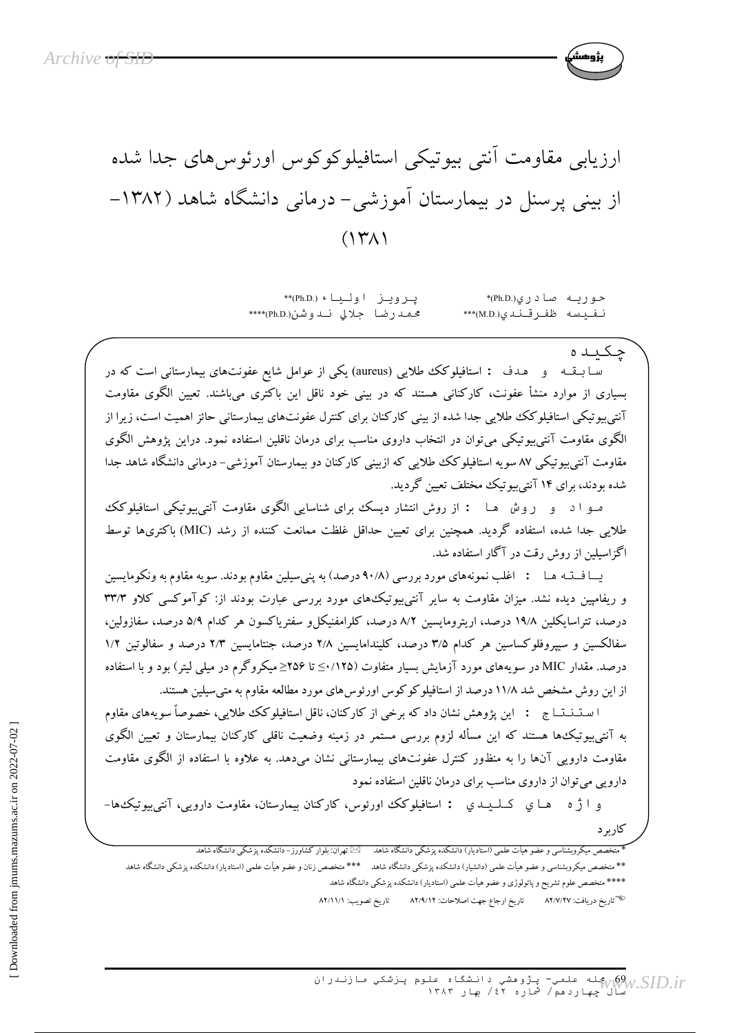# ارزیابی مقاومت آنتی بیوتیکی استافیلوکوکوس اورئوس‌های جدا شده از بینی پرسنل در بیمارستان آموزشی- درمانی دانشگاه شاهد (۱۳۸۲-۱۳۸۱)

حوریه صادری (Ph.D.)* &nbsp;&nbsp;&nbsp; پرویز اولیاء (Ph.D.)**

نفیسه ظفرقندی (M.D.)*** &nbsp;&nbsp;&nbsp; محمدرضا جلالی ندوشن (Ph.D.)****

## چکیده

**سابقه و هدف :** استافیلوکوک طلایی (aureus) یکی از عوامل شایع عفونت‌های بیمارستانی است که در بسیاری از موارد منشأ عفونت، کارکنانی هستند که در بینی خود ناقل این باکتری می‌باشند. تعیین الگوی مقاومت آنتی‌بیوتیکی استافیلوکوک طلایی جدا شده از بینی کارکنان برای کنترل عفونت‌های بیمارستانی حائز اهمیت است، زیرا از الگوی مقاومت آنتی‌بیوتیکی می‌توان در انتخاب داروی مناسب برای درمان ناقلین استفاده نمود. دراین پژوهش الگوی مقاومت آنتی‌بیوتیکی ۸۷ سویه استافیلوکوک طلایی که ازبینی کارکنان دو بیمارستان آموزشی- درمانی دانشگاه شاهد جدا شده بودند، برای ۱۴ آنتی‌بیوتیک مختلف تعیین گردید.

**مواد و روش ها :** از روش انتشار دیسک برای شناسایی الگوی مقاومت آنتی‌بیوتیکی استافیلوکک طلایی جدا شده، استفاده گردید. همچنین برای تعیین حداقل غلظت ممانعت کننده از رشد (MIC) باکتری‌ها توسط اگزاسیلین از روش رقت در آگار استفاده شد.

**یافته ها :** اغلب نمونه‌های مورد بررسی (۹۰/۸ درصد) به پنی‌سیلین مقاوم بودند. سویه مقاوم به ونکومایسین و ریفامپین دیده نشد. میزان مقاومت به سایر آنتی‌بیوتیک‌های مورد بررسی عبارت بودند از: کوآموکسی کلاو ۳۳/۳ درصد، تتراسایکلین ۱۹/۸ درصد، اریترومایسین ۸/۲ درصد، کلرامفنیکل و سفترباکسون هر کدام ۵/۹ درصد، سفازولین، سفالکسین و سیپروفلوکساسین هر کدام ۳/۵ درصد، کلیندامایسین ۲/۸ درصد، جنتامایسین ۲/۳ درصد و سفالوتین ۱/۲ درصد. مقدار MIC در سویه‌های مورد آزمایش بسیار متفاوت (۰/۱۲۵≥ تا ۲۵۶≤ میکروگرم در میلی لیتر) بود و با استفاده از این روش مشخص شد ۱۱/۸ درصد از استافیلوکوکوس اورئوس‌های مورد مطالعه مقاوم به متی‌سیلین هستند.

**استنتاج :** این پژوهش نشان داد که برخی از کارکنان، ناقل استافیلوکک طلایی، خصوصاً سویه‌های مقاوم به آنتی‌بیوتیک‌ها هستند که این مسأله لزوم بررسی مستمر در زمینه وضعیت ناقلی کارکنان بیمارستان و تعیین الگوی مقاومت دارویی آن‌ها را به منظور کنترل عفونت‌های بیمارستانی نشان می‌دهد. به علاوه با استفاده از الگوی مقاومت دارویی می‌توان از داروی مناسب برای درمان ناقلین استفاده نمود

**واژه های کلیدی :** استافیلوکک اورئوس، کارکنان بیمارستان، مقاومت دارویی، آنتی‌بیوتیک‌ها- کاربرد

---

* متخصص میکروبشناسی و عضو هیأت علمی (استادیار) دانشکده پزشکی دانشگاه شاهد &nbsp; ✉ تهران: بلوار کشاورز- دانشکده پزشکی دانشگاه شاهد

** متخصص میکروبشناسی و عضو هیأت علمی (دانشیار) دانشکده پزشکی دانشگاه شاهد &nbsp; *** متخصص زنان و عضو هیأت علمی (استادیار) دانشکده پزشکی دانشگاه شاهد

**** متخصص علوم تشریح و پاتولوژی و عضو هیأت علمی (استادیار) دانشکده پزشکی دانشگاه شاهد

تاریخ دریافت: ۸۲/۷/۲۷ &nbsp;&nbsp; تاریخ ارجاع جهت اصلاحات: ۸۲/۹/۱۲ &nbsp;&nbsp; تاریخ تصویب: ۸۲/۱۱/۱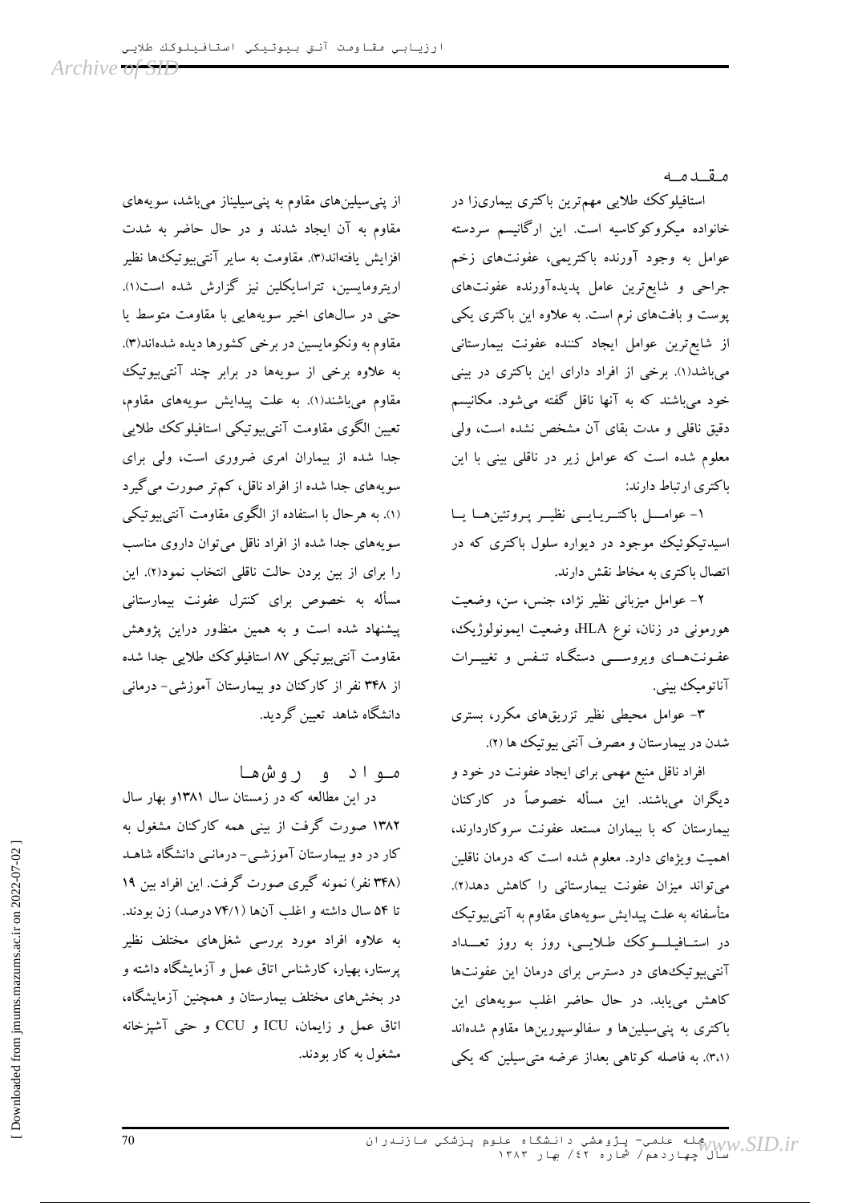## مقدمه

استافیلوکک طلایی مهم‌ترین باکتری بیماری‌زا در خانواده میکروکوکاسیه است. این ارگانیسم سردسته عوامل به وجود آورنده باکتریمی، عفونت‌های زخم جراحی و شایع‌ترین عامل پدیدهآورنده عفونت‌های پوست و بافت‌های نرم است. به علاوه این باکتری یکی از شایع‌ترین عوامل ایجاد کننده عفونت بیمارستانی می‌باشد(۱). برخی از افراد دارای این باکتری در بینی خود می‌باشند که به آنها ناقل گفته می‌شود. مکانیسم دقیق ناقلی و مدت بقای آن مشخص نشده است، ولی معلوم شده است که عوامل زیر در ناقلی بینی با این باکتری ارتباط دارند:

۱- عوامل باکتریایی نظیر پروتئین‌ها یا اسیدتیکوئیک موجود در دیواره سلول باکتری که در اتصال باکتری به مخاط نقش دارند.

۲- عوامل میزبانی نظیر نژاد، جنس، سن، وضعیت هورمونی در زنان، نوع HLA، وضعیت ایمونولوژیک، عفونت‌های ویروسی دستگاه تنفس و تغییرات آناتومیک بینی.

۳- عوامل محیطی نظیر تزریق‌های مکرر، بستری شدن در بیمارستان و مصرف آنتی بیوتیک ها (۲).

افراد ناقل منبع مهمی برای ایجاد عفونت در خود و دیگران می‌باشند. این مسأله خصوصاً در کارکنان بیمارستان که با بیماران مستعد عفونت سروکاردارند، اهمیت ویژه‌ای دارد. معلوم شده است که درمان ناقلین می‌تواند میزان عفونت بیمارستانی را کاهش دهد(۲). متأسفانه به علت پیدایش سویه‌های مقاوم به آنتی‌بیوتیک در استافیلوکک طلایی، روز به روز تعداد آنتی‌بیوتیک‌های در دسترس برای درمان این عفونت‌ها کاهش می‌یابد. در حال حاضر اغلب سویه‌های این باکتری به پنی‌سیلین‌ها و سفالوسپورین‌ها مقاوم شده‌اند (۳،۱). به فاصله کوتاهی بعداز عرضه متی‌سیلین که یکی از پنی‌سیلین‌های مقاوم به پنی‌سیلیناز می‌باشد، سویه‌های مقاوم به آن ایجاد شدند و در حال حاضر به شدت افزایش یافته‌اند(۳). مقاومت به سایر آنتی‌بیوتیک‌ها نظیر اریترومایسین، تتراسایکلین نیز گزارش شده است(۱). حتی در سال‌های اخیر سویه‌هایی با مقاومت متوسط یا مقاوم به ونکومایسین در برخی کشورها دیده شده‌اند(۳). به علاوه برخی از سویه‌ها در برابر چند آنتی‌بیوتیک مقاوم می‌باشند(۱). به علت پیدایش سویه‌های مقاوم، تعیین الگوی مقاومت آنتی‌بیوتیکی استافیلوکک طلایی جدا شده از بیماران امری ضروری است، ولی برای سویه‌های جدا شده از افراد ناقل، کم‌تر صورت می‌گیرد (۱). به هرحال با استفاده از الگوی مقاومت آنتی‌بیوتیکی سویه‌های جدا شده از افراد ناقل می‌توان داروی مناسب را برای از بین بردن حالت ناقلی انتخاب نمود(۲). این مسأله به خصوص برای کنترل عفونت بیمارستانی پیشنهاد شده است و به همین منظور دراین پژوهش مقاومت آنتی‌بیوتیکی ۸۷ استافیلوکک طلایی جدا شده از ۳۴۸ نفر از کارکنان دو بیمارستان آموزشی- درمانی دانشگاه شاهد تعیین گردید.

## مواد و روش‌ها

در این مطالعه که در زمستان سال ۱۳۸۱و بهار سال ۱۳۸۲ صورت گرفت از بینی همه کارکنان مشغول به کار در دو بیمارستان آموزشی- درمانی دانشگاه شاهد (۳۴۸ نفر) نمونه گیری صورت گرفت. این افراد بین ۱۹ تا ۵۴ سال داشته و اغلب آن‌ها (۷۴/۱ درصد) زن بودند. به علاوه افراد مورد بررسی شغل‌های مختلف نظیر پرستار، بهیار، کارشناس اتاق عمل و آزمایشگاه داشته و در بخش‌های مختلف بیمارستان و همچنین آزمایشگاه، اتاق عمل و زایمان، ICU و CCU و حتی آشپزخانه مشغول به کار بودند.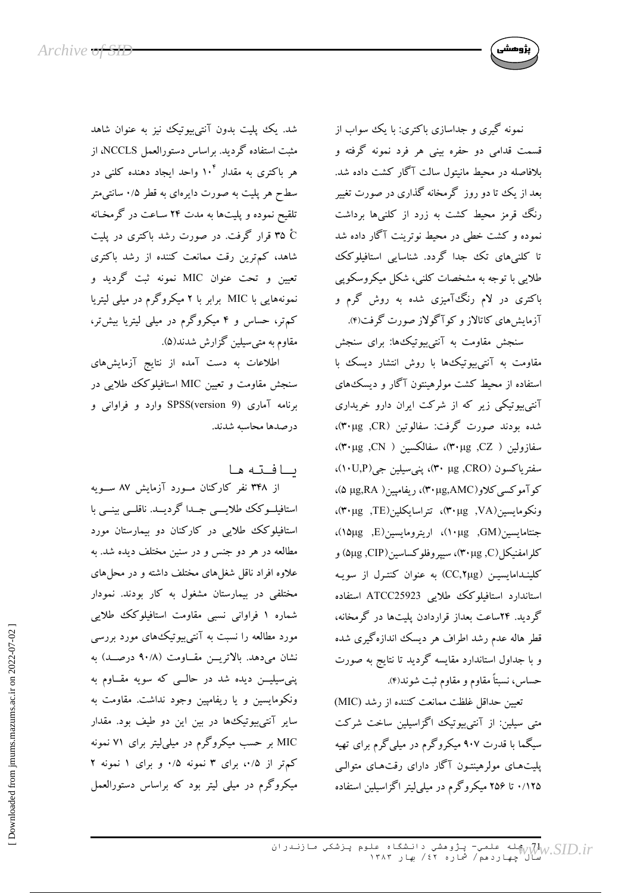نمونه گیری و جداسازی باکتری: با یک سواب از قسمت قدامی دو حفره بینی هر فرد نمونه گرفته و بلافاصله در محیط مانیتول سالت آگار کشت داده شد. بعد از یک تا دو روز گرمخانه گذاری در صورت تغییر رنگ قرمز محیط کشت به زرد از کلنی‌ها برداشت نموده و کشت خطی در محیط نوترینت آگار داده شد تا کلنی‌های تک جدا گردد. شناسایی استافیلوکک طلایی با توجه به مشخصات کلنی، شکل میکروسکوپی باکتری در لام رنگ‌آمیزی شده به روش گرم و آزمایش‌های کاتالاز و کوآگولاز صورت گرفت(۴).

سنجش مقاومت به آنتی‌بیوتیک‌ها: برای سنجش مقاومت به آنتی‌بیوتیک‌ها با روش انتشار دیسک با استفاده از محیط کشت مولرهینتون آگار و دیسک‌های آنتی‌بیوتیکی زیر که از شرکت ایران دارو خریداری شده بودند صورت گرفت: سفالوتین (CR, ۳۰μg)، سفازولین (CZ, ۳۰μg)، سفالکسین (CN, ۳۰μg)، سفتریاکسون (CRO, ۳۰ μg)، پنی‌سیلین جی(۱۰U,P)، کوآموکسی‌کلاو(۳۰μg,AMC)، ریفامپین(RA, ۵ μg)، ونکومایسین(VA, ۳۰μg)، تتراسایکلین(TE, ۳۰μg)، جنتامایسین(GM, ۱۰μg)، اریترومایسین(E, ۱۵μg)، کلرامفنیکل(C, ۳۰μg)، سیپروفلوکساسین(CIP, ۵μg) و کلینداماییسین (CC,۲μg) به عنوان کنترل از سویه استاندارد استافیلوکک طلایی ATCC25923 استفاده گردید. ۲۴ساعت بعداز قراردادن پلیت‌ها در گرمخانه، قطر هاله عدم رشد اطراف هر دیسک اندازه‌گیری شده و با جداول استاندارد مقایسه گردید تا نتایج به صورت حساس، نسبتاً مقاوم و مقاوم ثبت شوند(۴).

تعیین حداقل غلظت ممانعت کننده از رشد (MIC) متی سیلین: از آنتی‌بیوتیک اگزاسیلین ساخت شرکت سیگما با قدرت ۹۰۷ میکروگرم در میلی‌گرم برای تهیه پلیت‌های مولرهینتون آگار دارای رقت‌های متوالی ۰/۱۲۵ تا ۲۵۶ میکروگرم در میلی‌لیتر اگزاسیلین استفاده شد. یک پلیت بدون آنتی‌بیوتیک نیز به عنوان شاهد مثبت استفاده گردید. براساس دستورالعمل NCCLS، از هر باکتری به مقدار $10^{4}$ واحد ایجاد دهنده کلنی در سطح هر پلیت به صورت دایره‌ای به قطر ۰/۵ سانتی‌متر تلقیح نموده و پلیت‌ها به مدت ۲۴ ساعت در گرمخانه ۳۵ $^{\circ}C$ قرار گرفت. در صورت رشد باکتری در پلیت شاهد، کم‌ترین رقت ممانعت کننده از رشد باکتری تعیین و تحت عنوان MIC نمونه ثبت گردید و نمونه‌هایی با MIC برابر با ۲ میکروگرم در میلی لیتریا کم‌تر، حساس و ۴ میکروگرم در میلی لیتریا بیش‌تر، مقاوم به متی‌سیلین گزارش شدند(۵).

اطلاعات به دست آمده از نتایج آزمایش‌های سنجش مقاومت و تعیین MIC استافیلوکک طلایی در برنامه آماری SPSS(version 9) وارد و فراوانی و درصدها محاسبه شدند.

## یافته ها

از ۳۴۸ نفر کارکنان مورد آزمایش ۸۷ سویه استافیلوکک طلایی جدا گردید. ناقلی بینی با استافیلوکک طلایی در کارکنان دو بیمارستان مورد مطالعه در هر دو جنس و در سنین مختلف دیده شد. به علاوه افراد ناقل شغل‌های مختلف داشته و در محل‌های مختلفی در بیمارستان مشغول به کار بودند. نمودار شماره ۱ فراوانی نسبی مقاومت استافیلوکک طلایی مورد مطالعه را نسبت به آنتی‌بیوتیک‌های مورد بررسی نشان می‌دهد. بالاترین مقاومت (۹۰/۸ درصد) به پنی‌سیلین دیده شد در حالی که سویه مقاوم به ونکومایسین و یا ریفامپین وجود نداشت. مقاومت به سایر آنتی‌بیوتیک‌ها در بین این دو طیف بود. مقدار MIC بر حسب میکروگرم در میلی‌لیتر برای ۷۱ نمونه کم‌تر از ۰/۵، برای ۳ نمونه ۰/۵ و برای ۱ نمونه ۲ میکروگرم در میلی لیتر بود که براساس دستورالعمل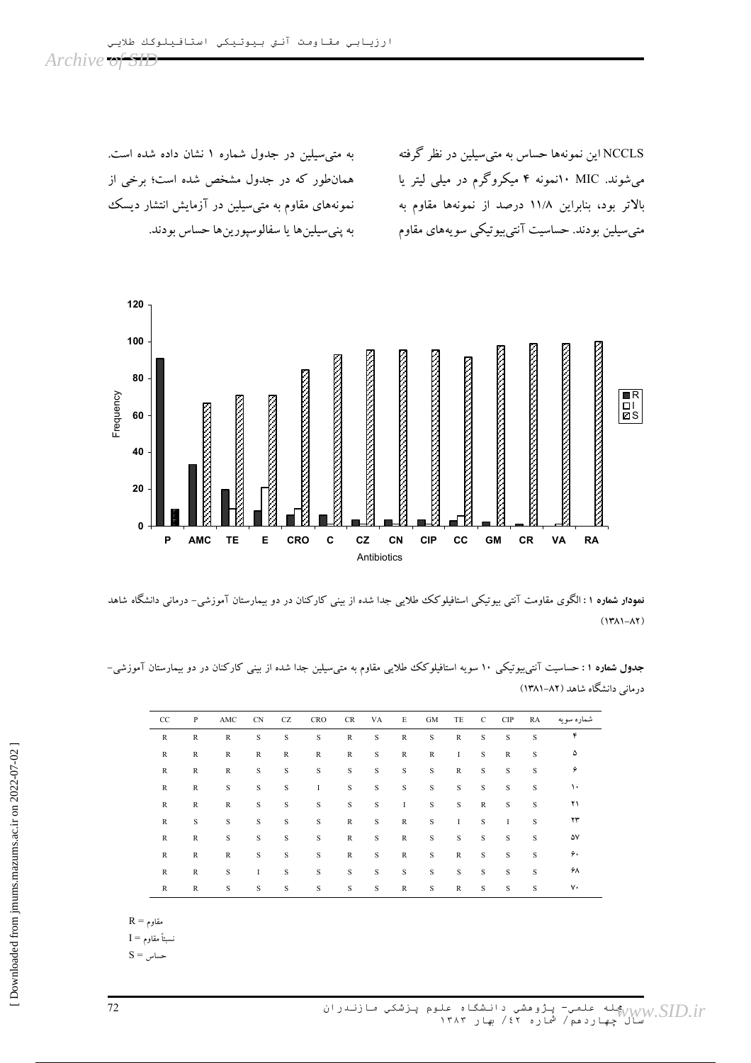NCCLS این نمونه‌ها حساس به متی‌سیلین در نظر گرفته می‌شوند. MIC ۱۰نمونه ۴ میکروگرم در میلی لیتر یا بالاتر بود، بنابراین ۱۱/۸ درصد از نمونه‌ها مقاوم به متی‌سیلین بودند. حساسیت آنتی‌بیوتیکی سویه‌های مقاوم به متی‌سیلین در جدول شماره ۱ نشان داده شده است. همان‌طور که در جدول مشخص شده است؛ برخی از نمونه‌های مقاوم به متی‌سیلین در آزمایش انتشار دیسک به پنی‌سیلین‌ها یا سفالوسپورین‌ها حساس بودند.

**نمودار شماره ۱ :** الگوی مقاومت آنتی بیوتیکی استافیلوکک طلایی جدا شده از بینی کارکنان در دو بیمارستان آموزشی- درمانی دانشگاه شاهد (۸۲-۱۳۸۱)

**جدول شماره ۱ :** حساسیت آنتی‌بیوتیکی ۱۰ سویه استافیلوکک طلایی مقاوم به متی‌سیلین جدا شده از بینی کارکنان در دو بیمارستان آموزشی- درمانی دانشگاه شاهد (۸۲-۱۳۸۱)

| CC | P | AMC | CN | CZ | CRO | CR | VA | E | GM | TE | C | CIP | RA | شماره سویه |
|---|---|---|---|---|---|---|---|---|---|---|---|---|---|---|
| R | R | R | S | S | S | R | S | R | S | R | S | S | S | ۴ |
| R | R | R | R | R | R | R | S | R | R | I | S | R | S | ۵ |
| R | R | R | S | S | S | S | S | S | S | R | S | S | S | ۶ |
| R | R | S | S | S | I | S | S | S | S | S | S | S | S | ۱۰ |
| R | R | R | S | S | S | S | S | I | S | S | R | S | S | ۲۱ |
| R | S | S | S | S | S | R | S | R | S | I | S | I | S | ۲۳ |
| R | R | S | S | S | S | R | S | R | S | S | S | S | S | ۵۷ |
| R | R | R | S | S | S | R | S | R | S | R | S | S | S | ۶۰ |
| R | R | S | I | S | S | S | S | S | S | S | S | S | S | ۶۸ |
| R | R | S | S | S | S | S | S | R | S | R | S | S | S | ۷۰ |

R = مقاوم

I = نسبتاً مقاوم

S = حساس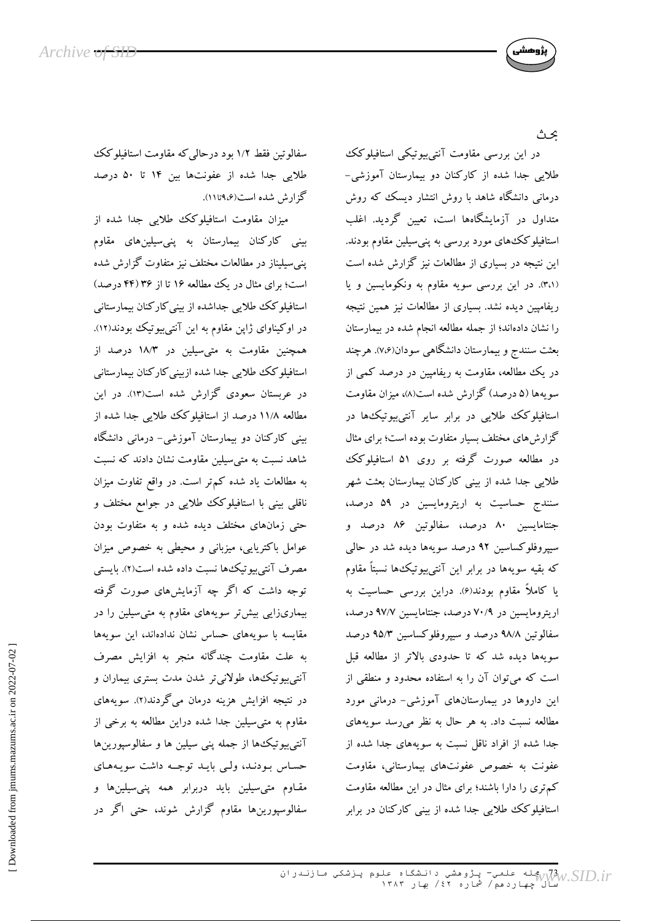## بحث

در این بررسی مقاومت آنتی‌بیوتیکی استافیلوکک طلایی جدا شده از کارکنان دو بیمارستان آموزشی- درمانی دانشگاه شاهد با روش انتشار دیسک که روش متداول در آزمایشگاه‌ها است، تعیین گردید. اغلب استافیلوکک‌های مورد بررسی به پنی‌سیلین مقاوم بودند. این نتیجه در بسیاری از مطالعات نیز گزارش شده است (۳،۱). در این بررسی سویه مقاوم به ونکومایسین و یا ریفامپین دیده نشد. بسیاری از مطالعات نیز همین نتیجه را نشان داده‌اند؛ از جمله مطالعه انجام شده در بیمارستان بعثت سنندج و بیمارستان دانشگاهی سودان(۷،۶). هرچند در یک مطالعه، مقاومت به ریفامپین در درصد کمی از سویه‌ها (۵ درصد) گزارش شده است(۸)، میزان مقاومت استافیلوکک طلایی در برابر سایر آنتی‌بیوتیک‌ها در گزارش‌های مختلف بسیار متفاوت بوده است؛ برای مثال در مطالعه صورت گرفته بر روی ۵۱ استافیلوکک طلایی جدا شده از بینی کارکنان بیمارستان بعثت شهر سنندج حساسیت به اریترومایسین در ۵۹ درصد، جنتامایسین ۸۰ درصد، سفالوتین ۸۶ درصد و سیپروفلوکساسین ۹۲ درصد سویه‌ها دیده شد در حالی که بقیه سویه‌ها در برابر این آنتی‌بیوتیک‌ها نسبتاً مقاوم یا کاملاً مقاوم بودند(۶). دراین بررسی حساسیت به اریترومایسین در ۷۰/۹ درصد، جنتامایسین ۹۷/۷ درصد، سفالوتین ۹۸/۸ درصد و سیپروفلوکساسین ۹۵/۳ درصد سویه‌ها دیده شد که تا حدودی بالاتر از مطالعه قبل است که می‌توان آن را به استفاده محدود و منطقی از این داروها در بیمارستان‌های آموزشی- درمانی مورد مطالعه نسبت داد. به هر حال به نظر می‌رسد سویه‌های جدا شده از افراد ناقل نسبت به سویه‌های جدا شده از عفونت به خصوص عفونت‌های بیمارستانی، مقاومت کم‌تری را دارا باشند؛ برای مثال در این مطالعه مقاومت استافیلوکک طلایی جدا شده از بینی کارکنان در برابر سفالوتین فقط ۱/۲ بود درحالی‌که مقاومت استافیلوکک طلایی جدا شده از عفونت‌ها بین ۱۴ تا ۵۰ درصد گزارش شده است(۶،۹تا۱۱).

میزان مقاومت استافیلوکک طلایی جدا شده از بینی کارکنان بیمارستان به پنی‌سیلین‌های مقاوم پنی‌سیلیناز در مطالعات مختلف نیز متفاوت گزارش شده است؛ برای مثال در یک مطالعه ۱۶ تا از ۳۶ (۴۴ درصد) استافیلوکک طلایی جداشده از بینی کارکنان بیمارستانی در اوکیناوای ژاپن مقاوم به این آنتی‌بیوتیک بودند(۱۲). همچنین مقاومت به متی‌سیلین در ۱۸/۳ درصد از استافیلوکک طلایی جدا شده ازبینی کارکنان بیمارستانی در عربستان سعودی گزارش شده است(۱۳). در این مطالعه ۱۱/۸ درصد از استافیلوکک طلایی جدا شده از بینی کارکنان دو بیمارستان آموزشی- درمانی دانشگاه شاهد نسبت به متی‌سیلین مقاومت نشان دادند که نسبت به مطالعات یاد شده کم‌تر است. در واقع تفاوت میزان ناقلی بینی با استافیلوکک طلایی در جوامع مختلف و حتی زمان‌های مختلف دیده شده و به متفاوت بودن عوامل باکتریایی، میزبانی و محیطی به خصوص میزان مصرف آنتی‌بیوتیک‌ها نسبت داده شده است(۲). بایستی توجه داشت که اگر چه آزمایش‌های صورت گرفته بیماری‌زایی بیش‌تر سویه‌های مقاوم به متی‌سیلین را در مقایسه با سویه‌های حساس نشان نداده‌اند، این سویه‌ها به علت مقاومت چندگانه منجر به افزایش مصرف آنتی‌بیوتیک‌ها، طولانی‌تر شدن مدت بستری بیماران و در نتیجه افزایش هزینه درمان می‌گردند(۲). سویه‌های مقاوم به متی‌سیلین جدا شده دراین مطالعه به برخی از آنتی‌بیوتیک‌ها از جمله پنی سیلین ها و سفالوسپورین‌ها حساس بودند، ولی باید توجه داشت سویه‌های مقاوم متی‌سیلین باید دربرابر همه پنی‌سیلین‌ها و سفالوسپورین‌ها مقاوم گزارش شوند، حتی اگر در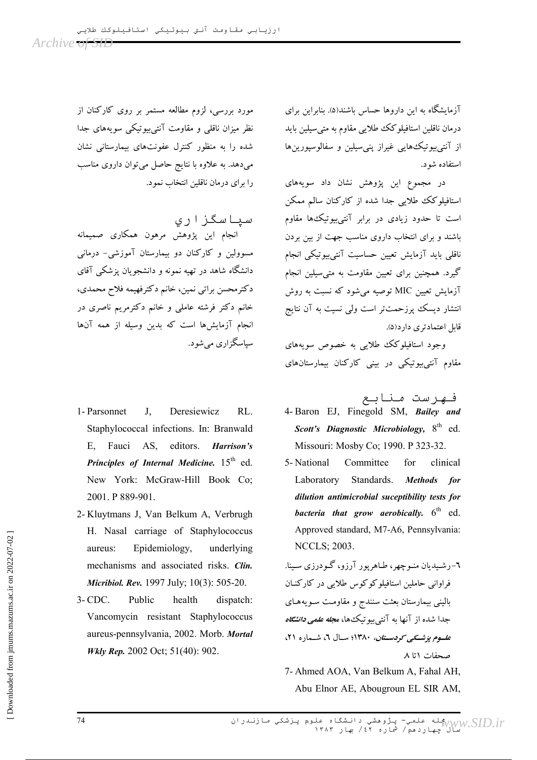آزمایشگاه به این داروها حساس باشند(۵). بنابراین برای درمان ناقلین استافیلوکک طلایی مقاوم به متی‌سیلین باید از آنتی‌بیوتیک‌هایی غیراز پنی‌سیلین و سفالوسپورین‌ها استفاده شود.

در مجموع این پژوهش نشان داد سویه‌های استافیلوکک طلایی جدا شده از کارکنان سالم ممکن است تا حدود زیادی در برابر آنتی‌بیوتیک‌ها مقاوم باشند و برای انتخاب داروی مناسب جهت از بین بردن ناقلی باید آزمایش تعیین حساسیت آنتی‌بیوتیکی انجام گیرد. همچنین برای تعیین مقاومت به متی‌سیلین انجام آزمایش تعیین MIC توصیه می‌شود که نسبت به روش انتشار دیسک پرزحمت‌تر است ولی نسبت به آن نتایج قابل اعتمادتری دارد(۵).

وجود استافیلوکک طلایی به خصوص سویه‌های مقاوم آنتی‌بیوتیکی در بینی کارکنان بیمارستان‌های مورد بررسی، لزوم مطالعه مستمر بر روی کارکنان از نظر میزان ناقلی و مقاومت آنتی‌بیوتیکی سویه‌های جدا شده را به منظور کنترل عفونت‌های بیمارستانی نشان می‌دهد. به علاوه با نتایج حاصل می‌توان داروی مناسب را برای درمان ناقلین انتخاب نمود.

## سپاسگزاری

انجام این پژوهش مرهون همکاری صمیمانه مسوولین و کارکنان دو بیمارستان آموزشی- درمانی دانشگاه شاهد در تهیه نمونه و دانشجویان پزشکی آقای دکترمحسن براتی نمین، خانم دکترفهیمه فلاح محمدی، خانم دکتر فرشته عاملی و خانم دکترمریم ناصری در انجام آزمایش‌ها است که بدین وسیله از همه آن‌ها سپاسگزاری می‌شود.

## فهرست منابع

1- Parsonnet J, Deresiewicz RL. Staphylococcal infections. In: Branwald E, Fauci AS, editors. ***Harrison's Principles of Internal Medicine.*** 15th ed. New York: McGraw-Hill Book Co; 2001. P 889-901.

2- Kluytmans J, Van Belkum A, Verbrugh H. Nasal carriage of Staphylococcus aureus: Epidemiology, underlying mechanisms and associated risks. ***Clin. Micribiol. Rev.*** 1997 July; 10(3): 505-20.

3- CDC. Public health dispatch: Vancomycin resistant Staphylococcus aureus-pennsylvania, 2002. Morb. ***Mortal Wkly Rep.*** 2002 Oct; 51(40): 902.

4- Baron EJ, Finegold SM, ***Bailey and Scott's Diagnostic Microbiology,*** 8th ed. Missouri: Mosby Co; 1990. P 323-32.

5- National Committee for clinical Laboratory Standards. ***Methods for dilution antimicrobial suceptibility tests for bacteria that grow aerobically.*** 6th ed. Approved standard, M7-A6, Pennsylvania: NCCLS; 2003.

۶-رشیدیان منوچهر، طاهرپور آرزو، گودرزی سینا. فراوانی حاملین استافیلوکوکوس طلایی در کارکنان بالینی بیمارستان بعثت سنندج و مقاومت سویه‌های جدا شده از آنها به آنتی‌بیوتیک‌ها، ***مجله علمی دانشگاه علوم پزشکی کردستان،*** ۱۳۸۰؛ سال ۶، شماره ۲۱، صحفات ۱تا ۸

7- Ahmed AOA, Van Belkum A, Fahal AH, Abu Elnor AE, Abougroun EL SIR AM,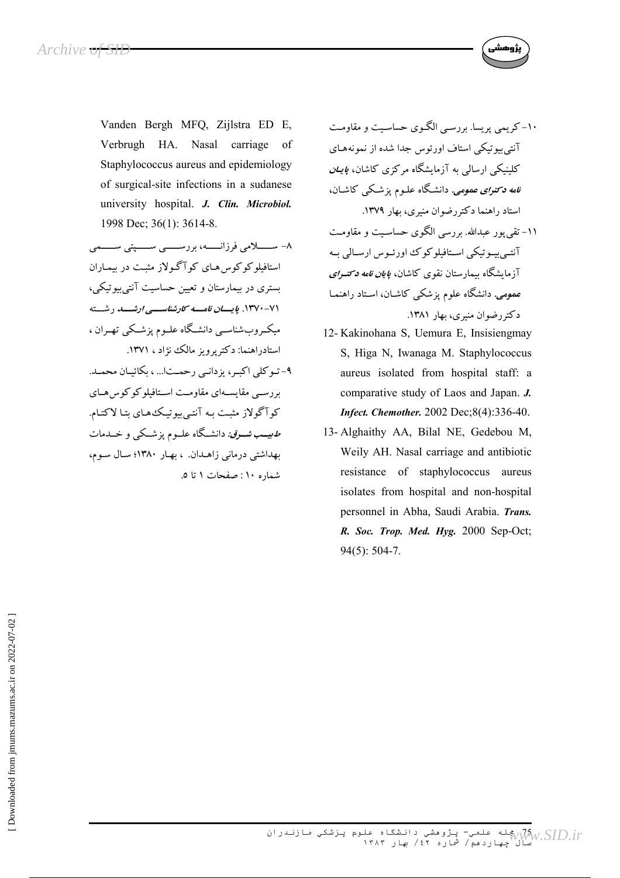Vanden Bergh MFQ, Zijlstra ED E, Verbrugh HA. Nasal carriage of Staphylococcus aureus and epidemiology of surgical-site infections in a sudanese university hospital. ***J. Clin. Microbiol.*** 1998 Dec; 36(1): 3614-8.

۸- سلامی فرزانه، بررسی سپتی سمی استافیلوکوکوس های کوآگولاز مثبت در بیماران بستری در بیمارستان و تعیین حساسیت آنتی‌بیوتیکی، ۷۱-۱۳۷۰. ***پایان نامه کارشناسی ارشد*** رشته میکروب‌شناسی دانشگاه علوم پزشکی تهران ، استادراهنما: دکترپرویز مالک نژاد ، ۱۳۷۱.

۹- توکلی اکبر، یزدانی رحمت‌ا... ، بکائیان محمد. بررسی مقایسه‌ای مقاومت استافیلوکوکوس های کوآگولاز مثبت به آنتی‌بیوتیک‌های بتا لاکتام. ***طبیب شرق:*** دانشگاه علوم پزشکی و خدمات بهداشتی درمانی زاهدان. ، بهار ۱۳۸۰؛ سال سوم، شماره ۱۰ : صفحات ۱ تا ۵.

۱۰- کریمی پریسا. بررسی الگوی حساسیت و مقاومت آنتی‌بیوتیکی استاف اورئوس جدا شده از نمونه‌های کلینیکی ارسالی به آزمایشگاه مرکزی کاشان، ***پایان نامه دکترای عمومی.*** دانشگاه علوم پزشکی کاشان، استاد راهنما دکتررضوان منیری، بهار ۱۳۷۹.

۱۱- تقی‌پور عبدالله. بررسی الگوی حساسیت و مقاومت آنتی‌بیوتیکی استافیلوکوک اورئوس ارسالی به آزمایشگاه بیمارستان نقوی کاشان، ***پایان نامه دکترای عمومی.*** دانشگاه علوم پزشکی کاشان، استاد راهنما دکتررضوان منیری، بهار ۱۳۸۱.

12- Kakinohana S, Uemura E, Insisiengmay S, Higa N, Iwanaga M. Staphylococcus aureus isolated from hospital staff: a comparative study of Laos and Japan. ***J. Infect. Chemother.*** 2002 Dec;8(4):336-40.

13- Alghaithy AA, Bilal NE, Gedebou M, Weily AH. Nasal carriage and antibiotic resistance of staphylococcus aureus isolates from hospital and non-hospital personnel in Abha, Saudi Arabia. ***Trans. R. Soc. Trop. Med. Hyg.*** 2000 Sep-Oct; 94(5): 504-7.